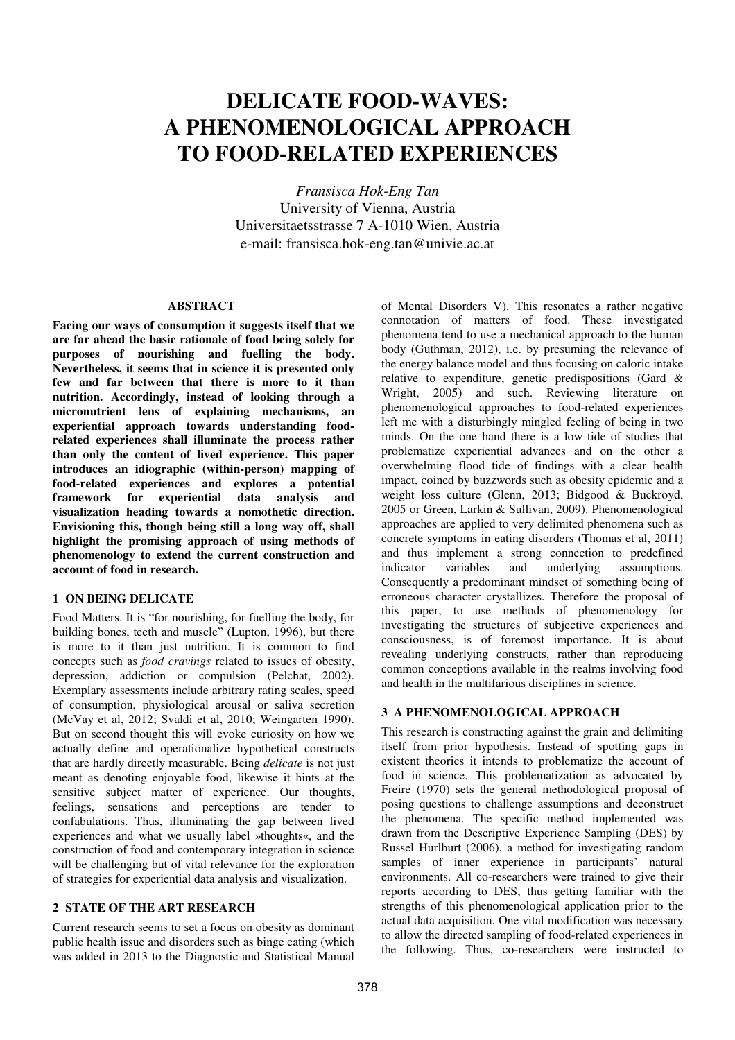# DELICATE FOOD-WAVES: A PHENOMENOLOGICAL APPROACH TO FOOD-RELATED EXPERIENCES

*Fransisca Hok-Eng Tan*
University of Vienna, Austria
Universitaetsstrasse 7 A-1010 Wien, Austria
e-mail: fransisca.hok-eng.tan@univie.ac.at

## ABSTRACT

**Facing our ways of consumption it suggests itself that we are far ahead the basic rationale of food being solely for purposes of nourishing and fuelling the body. Nevertheless, it seems that in science it is presented only few and far between that there is more to it than nutrition. Accordingly, instead of looking through a micronutrient lens of explaining mechanisms, an experiential approach towards understanding food-related experiences shall illuminate the process rather than only the content of lived experience. This paper introduces an idiographic (within-person) mapping of food-related experiences and explores a potential framework for experiential data analysis and visualization heading towards a nomothetic direction. Envisioning this, though being still a long way off, shall highlight the promising approach of using methods of phenomenology to extend the current construction and account of food in research.**

## 1 ON BEING DELICATE

Food Matters. It is "for nourishing, for fuelling the body, for building bones, teeth and muscle" (Lupton, 1996), but there is more to it than just nutrition. It is common to find concepts such as *food cravings* related to issues of obesity, depression, addiction or compulsion (Pelchat, 2002). Exemplary assessments include arbitrary rating scales, speed of consumption, physiological arousal or saliva secretion (McVay et al, 2012; Svaldi et al, 2010; Weingarten 1990). But on second thought this will evoke curiosity on how we actually define and operationalize hypothetical constructs that are hardly directly measurable. Being *delicate* is not just meant as denoting enjoyable food, likewise it hints at the sensitive subject matter of experience. Our thoughts, feelings, sensations and perceptions are tender to confabulations. Thus, illuminating the gap between lived experiences and what we usually label »thoughts«, and the construction of food and contemporary integration in science will be challenging but of vital relevance for the exploration of strategies for experiential data analysis and visualization.

## 2 STATE OF THE ART RESEARCH

Current research seems to set a focus on obesity as dominant public health issue and disorders such as binge eating (which was added in 2013 to the Diagnostic and Statistical Manual of Mental Disorders V). This resonates a rather negative connotation of matters of food. These investigated phenomena tend to use a mechanical approach to the human body (Guthman, 2012), i.e. by presuming the relevance of the energy balance model and thus focusing on caloric intake relative to expenditure, genetic predispositions (Gard & Wright, 2005) and such. Reviewing literature on phenomenological approaches to food-related experiences left me with a disturbingly mingled feeling of being in two minds. On the one hand there is a low tide of studies that problematize experiential advances and on the other a overwhelming flood tide of findings with a clear health impact, coined by buzzwords such as obesity epidemic and a weight loss culture (Glenn, 2013; Bidgood & Buckroyd, 2005 or Green, Larkin & Sullivan, 2009). Phenomenological approaches are applied to very delimited phenomena such as concrete symptoms in eating disorders (Thomas et al, 2011) and thus implement a strong connection to predefined indicator variables and underlying assumptions. Consequently a predominant mindset of something being of erroneous character crystallizes. Therefore the proposal of this paper, to use methods of phenomenology for investigating the structures of subjective experiences and consciousness, is of foremost importance. It is about revealing underlying constructs, rather than reproducing common conceptions available in the realms involving food and health in the multifarious disciplines in science.

## 3 A PHENOMENOLOGICAL APPROACH

This research is constructing against the grain and delimiting itself from prior hypothesis. Instead of spotting gaps in existent theories it intends to problematize the account of food in science. This problematization as advocated by Freire (1970) sets the general methodological proposal of posing questions to challenge assumptions and deconstruct the phenomena. The specific method implemented was drawn from the Descriptive Experience Sampling (DES) by Russel Hurlburt (2006), a method for investigating random samples of inner experience in participants' natural environments. All co-researchers were trained to give their reports according to DES, thus getting familiar with the strengths of this phenomenological application prior to the actual data acquisition. One vital modification was necessary to allow the directed sampling of food-related experiences in the following. Thus, co-researchers were instructed to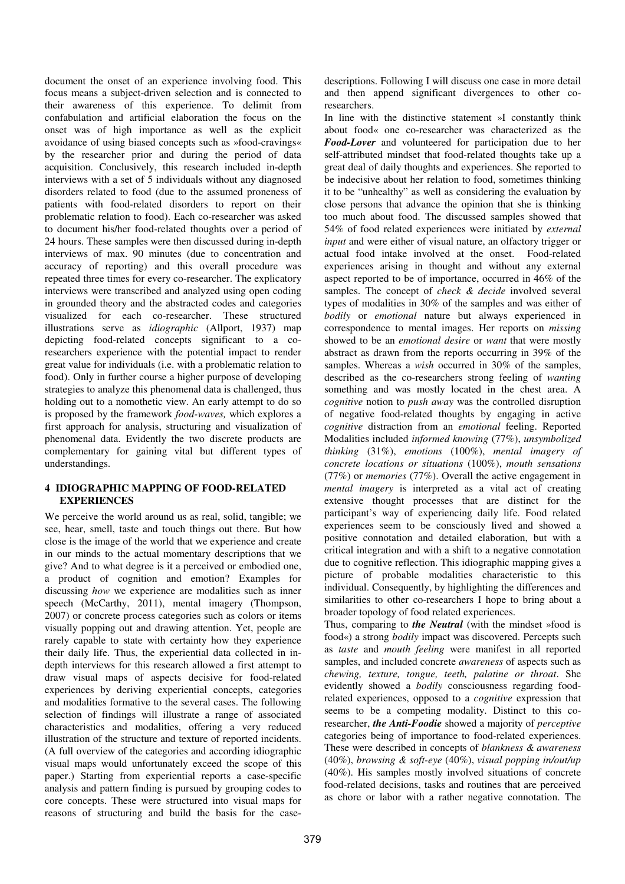document the onset of an experience involving food. This focus means a subject-driven selection and is connected to their awareness of this experience. To delimit from confabulation and artificial elaboration the focus on the onset was of high importance as well as the explicit avoidance of using biased concepts such as »food-cravings« by the researcher prior and during the period of data acquisition. Conclusively, this research included in-depth interviews with a set of 5 individuals without any diagnosed disorders related to food (due to the assumed proneness of patients with food-related disorders to report on their problematic relation to food). Each co-researcher was asked to document his/her food-related thoughts over a period of 24 hours. These samples were then discussed during in-depth interviews of max. 90 minutes (due to concentration and accuracy of reporting) and this overall procedure was repeated three times for every co-researcher. The explicatory interviews were transcribed and analyzed using open coding in grounded theory and the abstracted codes and categories visualized for each co-researcher. These structured illustrations serve as *idiographic* (Allport, 1937) map depicting food-related concepts significant to a co-researchers experience with the potential impact to render great value for individuals (i.e. with a problematic relation to food). Only in further course a higher purpose of developing strategies to analyze this phenomenal data is challenged, thus holding out to a nomothetic view. An early attempt to do so is proposed by the framework *food-waves,* which explores a first approach for analysis, structuring and visualization of phenomenal data. Evidently the two discrete products are complementary for gaining vital but different types of understandings.

## 4 IDIOGRAPHIC MAPPING OF FOOD-RELATED EXPERIENCES

We perceive the world around us as real, solid, tangible; we see, hear, smell, taste and touch things out there. But how close is the image of the world that we experience and create in our minds to the actual momentary descriptions that we give? And to what degree is it a perceived or embodied one, a product of cognition and emotion? Examples for discussing *how* we experience are modalities such as inner speech (McCarthy, 2011), mental imagery (Thompson, 2007) or concrete process categories such as colors or items visually popping out and drawing attention. Yet, people are rarely capable to state with certainty how they experience their daily life. Thus, the experiential data collected in in-depth interviews for this research allowed a first attempt to draw visual maps of aspects decisive for food-related experiences by deriving experiential concepts, categories and modalities formative to the several cases. The following selection of findings will illustrate a range of associated characteristics and modalities, offering a very reduced illustration of the structure and texture of reported incidents. (A full overview of the categories and according idiographic visual maps would unfortunately exceed the scope of this paper.) Starting from experiential reports a case-specific analysis and pattern finding is pursued by grouping codes to core concepts. These were structured into visual maps for reasons of structuring and build the basis for the case-descriptions. Following I will discuss one case in more detail and then append significant divergences to other co-researchers.

In line with the distinctive statement »I constantly think about food« one co-researcher was characterized as the ***Food-Lover*** and volunteered for participation due to her self-attributed mindset that food-related thoughts take up a great deal of daily thoughts and experiences. She reported to be indecisive about her relation to food, sometimes thinking it to be "unhealthy" as well as considering the evaluation by close persons that advance the opinion that she is thinking too much about food. The discussed samples showed that 54% of food related experiences were initiated by *external input* and were either of visual nature, an olfactory trigger or actual food intake involved at the onset. Food-related experiences arising in thought and without any external aspect reported to be of importance, occurred in 46% of the samples. The concept of *check & decide* involved several types of modalities in 30% of the samples and was either of *bodily* or *emotional* nature but always experienced in correspondence to mental images. Her reports on *missing* showed to be an *emotional desire* or *want* that were mostly abstract as drawn from the reports occurring in 39% of the samples. Whereas a *wish* occurred in 30% of the samples, described as the co-researchers strong feeling of *wanting* something and was mostly located in the chest area. A *cognitive* notion to *push away* was the controlled disruption of negative food-related thoughts by engaging in active *cognitive* distraction from an *emotional* feeling. Reported Modalities included *informed knowing* (77%), *unsymbolized thinking* (31%), *emotions* (100%), *mental imagery of concrete locations or situations* (100%), *mouth sensations* (77%) or *memories* (77%). Overall the active engagement in *mental imagery* is interpreted as a vital act of creating extensive thought processes that are distinct for the participant's way of experiencing daily life. Food related experiences seem to be consciously lived and showed a positive connotation and detailed elaboration, but with a critical integration and with a shift to a negative connotation due to cognitive reflection. This idiographic mapping gives a picture of probable modalities characteristic to this individual. Consequently, by highlighting the differences and similarities to other co-researchers I hope to bring about a broader topology of food related experiences.

Thus, comparing to ***the Neutral*** (with the mindset »food is food«) a strong *bodily* impact was discovered. Percepts such as *taste* and *mouth feeling* were manifest in all reported samples, and included concrete *awareness* of aspects such as *chewing, texture, tongue, teeth, palatine or throat*. She evidently showed a *bodily* consciousness regarding food-related experiences, opposed to a *cognitive* expression that seems to be a competing modality. Distinct to this co-researcher, ***the Anti-Foodie*** showed a majority of *perceptive* categories being of importance to food-related experiences. These were described in concepts of *blankness & awareness* (40%), *browsing & soft-eye* (40%), *visual popping in/out/up* (40%). His samples mostly involved situations of concrete food-related decisions, tasks and routines that are perceived as chore or labor with a rather negative connotation. The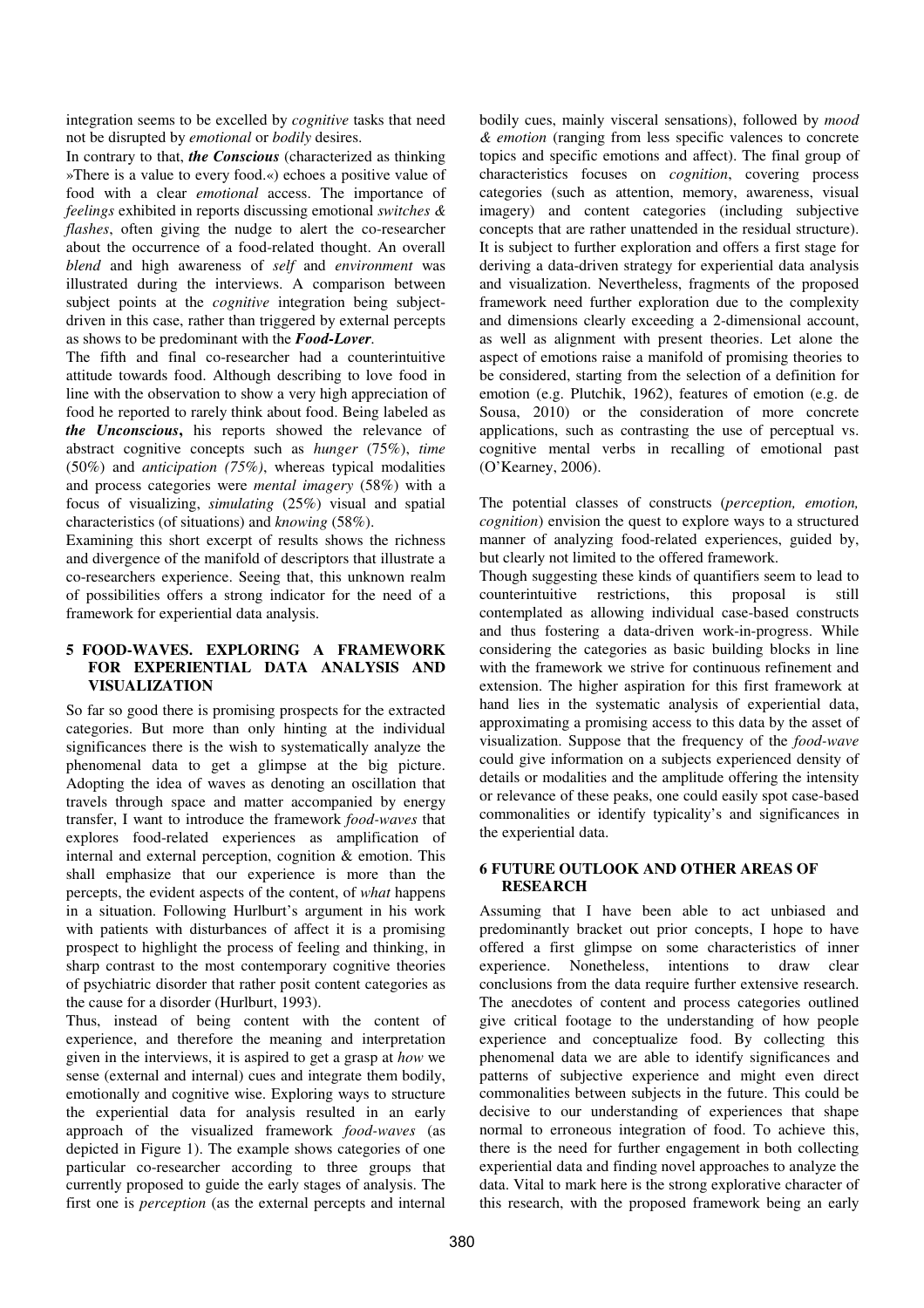integration seems to be excelled by *cognitive* tasks that need not be disrupted by *emotional* or *bodily* desires.

In contrary to that, ***the Conscious*** (characterized as thinking »There is a value to every food.«) echoes a positive value of food with a clear *emotional* access. The importance of *feelings* exhibited in reports discussing emotional *switches & flashes*, often giving the nudge to alert the co-researcher about the occurrence of a food-related thought. An overall *blend* and high awareness of *self* and *environment* was illustrated during the interviews. A comparison between subject points at the *cognitive* integration being subject-driven in this case, rather than triggered by external percepts as shows to be predominant with the ***Food-Lover***.

The fifth and final co-researcher had a counterintuitive attitude towards food. Although describing to love food in line with the observation to show a very high appreciation of food he reported to rarely think about food. Being labeled as ***the Unconscious*****,** his reports showed the relevance of abstract cognitive concepts such as *hunger* (75%), *time* (50%) and *anticipation (75%)*, whereas typical modalities and process categories were *mental imagery* (58%) with a focus of visualizing, *simulating* (25%) visual and spatial characteristics (of situations) and *knowing* (58%).

Examining this short excerpt of results shows the richness and divergence of the manifold of descriptors that illustrate a co-researchers experience. Seeing that, this unknown realm of possibilities offers a strong indicator for the need of a framework for experiential data analysis.

## 5 FOOD-WAVES. EXPLORING A FRAMEWORK FOR EXPERIENTIAL DATA ANALYSIS AND VISUALIZATION

So far so good there is promising prospects for the extracted categories. But more than only hinting at the individual significances there is the wish to systematically analyze the phenomenal data to get a glimpse at the big picture. Adopting the idea of waves as denoting an oscillation that travels through space and matter accompanied by energy transfer, I want to introduce the framework *food-waves* that explores food-related experiences as amplification of internal and external perception, cognition & emotion. This shall emphasize that our experience is more than the percepts, the evident aspects of the content, of *what* happens in a situation. Following Hurlburt's argument in his work with patients with disturbances of affect it is a promising prospect to highlight the process of feeling and thinking, in sharp contrast to the most contemporary cognitive theories of psychiatric disorder that rather posit content categories as the cause for a disorder (Hurlburt, 1993).

Thus, instead of being content with the content of experience, and therefore the meaning and interpretation given in the interviews, it is aspired to get a grasp at *how* we sense (external and internal) cues and integrate them bodily, emotionally and cognitive wise. Exploring ways to structure the experiential data for analysis resulted in an early approach of the visualized framework *food-waves* (as depicted in Figure 1). The example shows categories of one particular co-researcher according to three groups that currently proposed to guide the early stages of analysis. The first one is *perception* (as the external percepts and internal bodily cues, mainly visceral sensations), followed by *mood & emotion* (ranging from less specific valences to concrete topics and specific emotions and affect). The final group of characteristics focuses on *cognition*, covering process categories (such as attention, memory, awareness, visual imagery) and content categories (including subjective concepts that are rather unattended in the residual structure). It is subject to further exploration and offers a first stage for deriving a data-driven strategy for experiential data analysis and visualization. Nevertheless, fragments of the proposed framework need further exploration due to the complexity and dimensions clearly exceeding a 2-dimensional account, as well as alignment with present theories. Let alone the aspect of emotions raise a manifold of promising theories to be considered, starting from the selection of a definition for emotion (e.g. Plutchik, 1962), features of emotion (e.g. de Sousa, 2010) or the consideration of more concrete applications, such as contrasting the use of perceptual vs. cognitive mental verbs in recalling of emotional past (O'Kearney, 2006).

The potential classes of constructs (*perception, emotion, cognition*) envision the quest to explore ways to a structured manner of analyzing food-related experiences, guided by, but clearly not limited to the offered framework.

Though suggesting these kinds of quantifiers seem to lead to counterintuitive restrictions, this proposal is still contemplated as allowing individual case-based constructs and thus fostering a data-driven work-in-progress. While considering the categories as basic building blocks in line with the framework we strive for continuous refinement and extension. The higher aspiration for this first framework at hand lies in the systematic analysis of experiential data, approximating a promising access to this data by the asset of visualization. Suppose that the frequency of the *food-wave* could give information on a subjects experienced density of details or modalities and the amplitude offering the intensity or relevance of these peaks, one could easily spot case-based commonalities or identify typicality's and significances in the experiential data.

## 6 FUTURE OUTLOOK AND OTHER AREAS OF RESEARCH

Assuming that I have been able to act unbiased and predominantly bracket out prior concepts, I hope to have offered a first glimpse on some characteristics of inner experience. Nonetheless, intentions to draw clear conclusions from the data require further extensive research. The anecdotes of content and process categories outlined give critical footage to the understanding of how people experience and conceptualize food. By collecting this phenomenal data we are able to identify significances and patterns of subjective experience and might even direct commonalities between subjects in the future. This could be decisive to our understanding of experiences that shape normal to erroneous integration of food. To achieve this, there is the need for further engagement in both collecting experiential data and finding novel approaches to analyze the data. Vital to mark here is the strong explorative character of this research, with the proposed framework being an early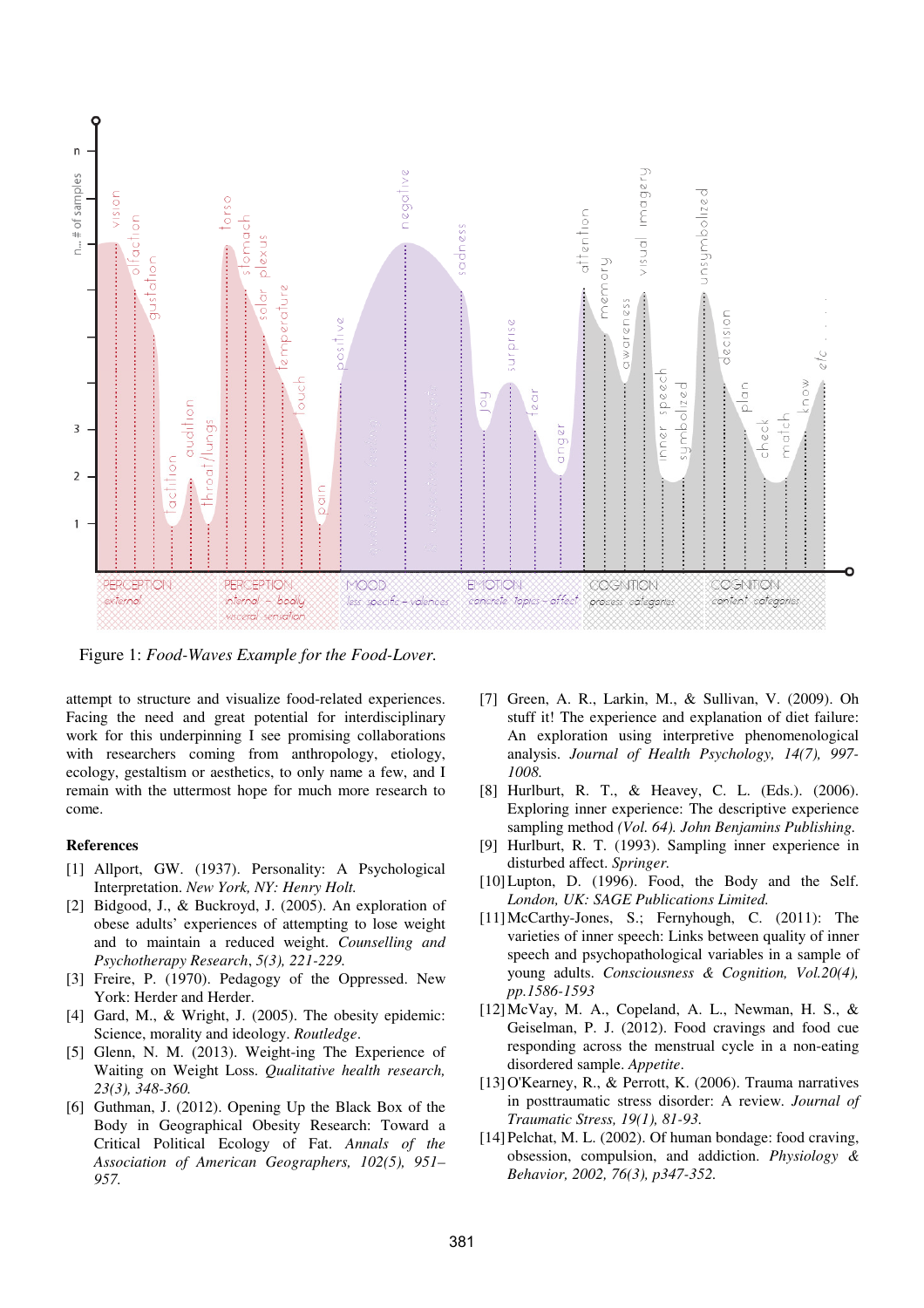Figure 1: *Food-Waves Example for the Food-Lover.*

attempt to structure and visualize food-related experiences. Facing the need and great potential for interdisciplinary work for this underpinning I see promising collaborations with researchers coming from anthropology, etiology, ecology, gestaltism or aesthetics, to only name a few, and I remain with the uttermost hope for much more research to come.

### References

[1] Allport, GW. (1937). Personality: A Psychological Interpretation. *New York, NY: Henry Holt.*

[2] Bidgood, J., & Buckroyd, J. (2005). An exploration of obese adults' experiences of attempting to lose weight and to maintain a reduced weight. *Counselling and Psychotherapy Research*, *5(3), 221-229.*

[3] Freire, P. (1970). Pedagogy of the Oppressed. New York: Herder and Herder.

[4] Gard, M., & Wright, J. (2005). The obesity epidemic: Science, morality and ideology. *Routledge*.

[5] Glenn, N. M. (2013). Weight-ing The Experience of Waiting on Weight Loss. *Qualitative health research, 23(3), 348-360.*

[6] Guthman, J. (2012). Opening Up the Black Box of the Body in Geographical Obesity Research: Toward a Critical Political Ecology of Fat. *Annals of the Association of American Geographers, 102(5), 951–957.*

[7] Green, A. R., Larkin, M., & Sullivan, V. (2009). Oh stuff it! The experience and explanation of diet failure: An exploration using interpretive phenomenological analysis. *Journal of Health Psychology, 14(7), 997-1008.*

[8] Hurlburt, R. T., & Heavey, C. L. (Eds.). (2006). Exploring inner experience: The descriptive experience sampling method *(Vol. 64). John Benjamins Publishing.*

[9] Hurlburt, R. T. (1993). Sampling inner experience in disturbed affect. *Springer.*

[10] Lupton, D. (1996). Food, the Body and the Self. *London, UK: SAGE Publications Limited.*

[11] McCarthy-Jones, S.; Fernyhough, C. (2011): The varieties of inner speech: Links between quality of inner speech and psychopathological variables in a sample of young adults. *Consciousness & Cognition, Vol.20(4), pp.1586-1593*

[12] McVay, M. A., Copeland, A. L., Newman, H. S., & Geiselman, P. J. (2012). Food cravings and food cue responding across the menstrual cycle in a non-eating disordered sample. *Appetite*.

[13] O'Kearney, R., & Perrott, K. (2006). Trauma narratives in posttraumatic stress disorder: A review. *Journal of Traumatic Stress, 19(1), 81-93.*

[14] Pelchat, M. L. (2002). Of human bondage: food craving, obsession, compulsion, and addiction. *Physiology & Behavior, 2002, 76(3), p347-352.*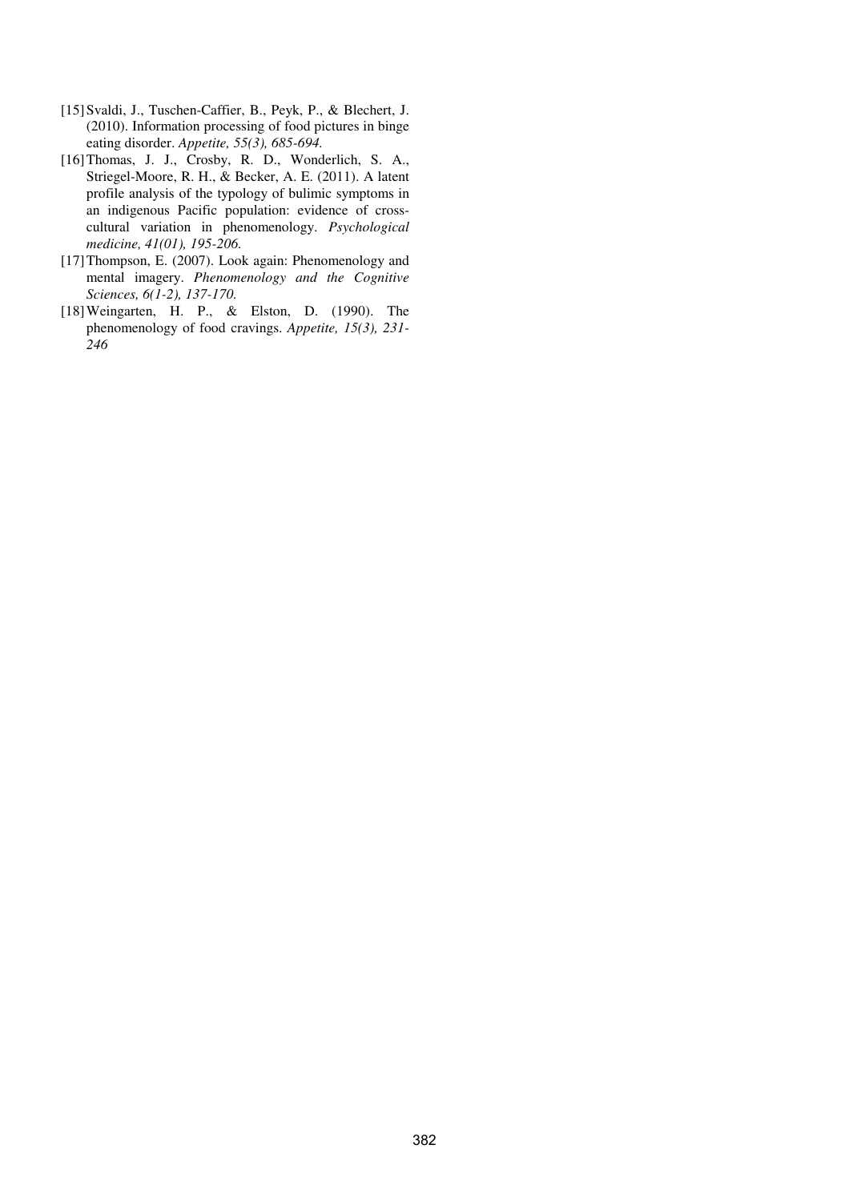[15] Svaldi, J., Tuschen-Caffier, B., Peyk, P., & Blechert, J. (2010). Information processing of food pictures in binge eating disorder. *Appetite, 55(3), 685-694.*

[16] Thomas, J. J., Crosby, R. D., Wonderlich, S. A., Striegel-Moore, R. H., & Becker, A. E. (2011). A latent profile analysis of the typology of bulimic symptoms in an indigenous Pacific population: evidence of cross-cultural variation in phenomenology. *Psychological medicine, 41(01), 195-206.*

[17] Thompson, E. (2007). Look again: Phenomenology and mental imagery. *Phenomenology and the Cognitive Sciences, 6(1-2), 137-170.*

[18] Weingarten, H. P., & Elston, D. (1990). The phenomenology of food cravings. *Appetite, 15(3), 231-246*